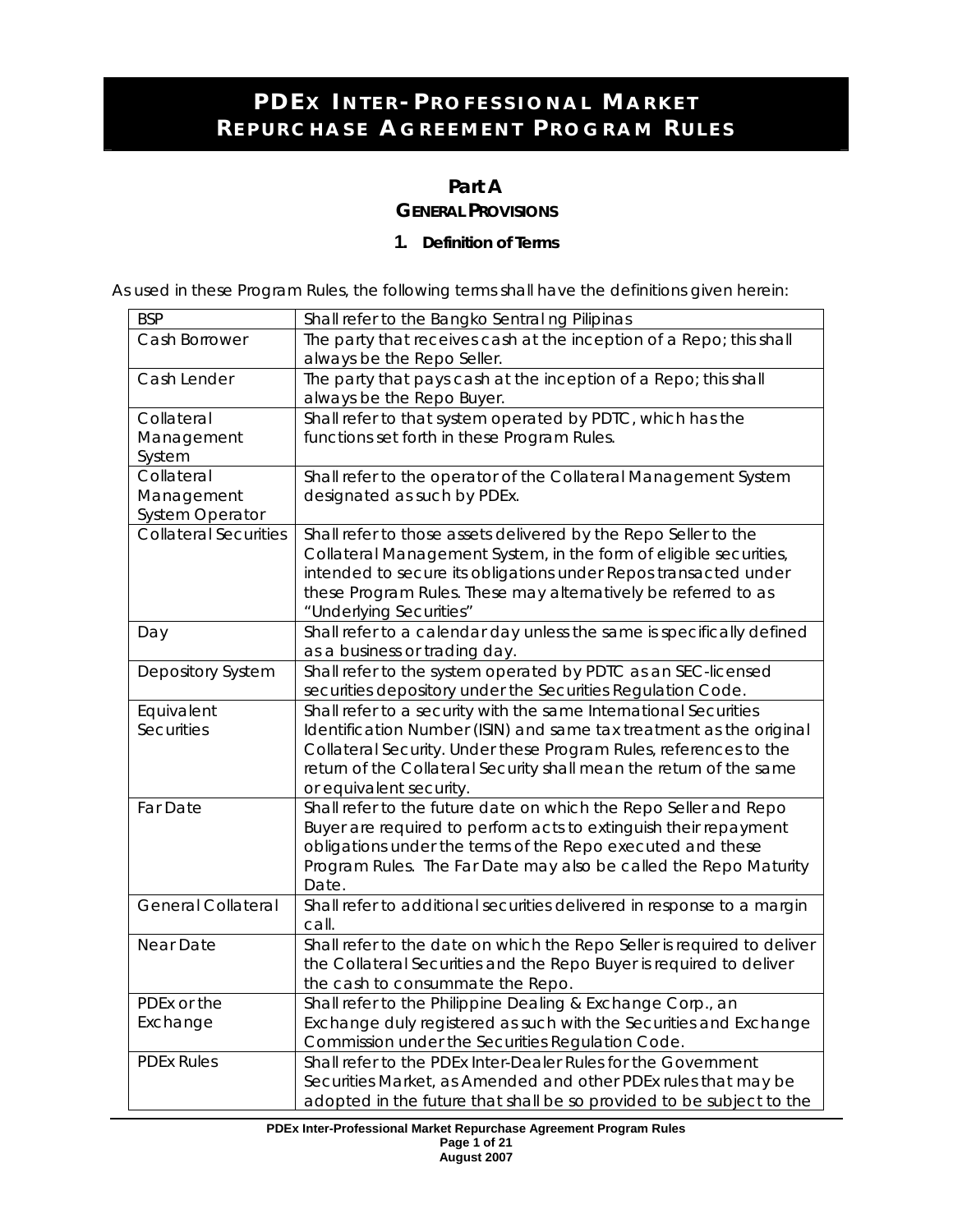# PDEx Inter-Professional Market Repurchase Agreement Program Rules

## Part A
### General Provisions

#### 1. Definition of Terms

As used in these Program Rules, the following terms shall have the definitions given herein:

| | |
|---|---|
| BSP | Shall refer to the Bangko Sentral ng Pilipinas |
| Cash Borrower | The party that receives cash at the inception of a Repo; this shall always be the Repo Seller. |
| Cash Lender | The party that pays cash at the inception of a Repo; this shall always be the Repo Buyer. |
| Collateral Management System | Shall refer to that system operated by PDTC, which has the functions set forth in these Program Rules. |
| Collateral Management System Operator | Shall refer to the operator of the Collateral Management System designated as such by PDEx. |
| Collateral Securities | Shall refer to those assets delivered by the Repo Seller to the Collateral Management System, in the form of eligible securities, intended to secure its obligations under Repos transacted under these Program Rules. These may alternatively be referred to as "Underlying Securities" |
| Day | Shall refer to a calendar day unless the same is specifically defined as a business or trading day. |
| Depository System | Shall refer to the system operated by PDTC as an SEC-licensed securities depository under the Securities Regulation Code. |
| Equivalent Securities | Shall refer to a security with the same International Securities Identification Number (ISIN) and same tax treatment as the original Collateral Security. Under these Program Rules, references to the return of the Collateral Security shall mean the return of the same or equivalent security. |
| Far Date | Shall refer to the future date on which the Repo Seller and Repo Buyer are required to perform acts to extinguish their repayment obligations under the terms of the Repo executed and these Program Rules. The Far Date may also be called the Repo Maturity Date. |
| General Collateral | Shall refer to additional securities delivered in response to a margin call. |
| Near Date | Shall refer to the date on which the Repo Seller is required to deliver the Collateral Securities and the Repo Buyer is required to deliver the cash to consummate the Repo. |
| PDEx or the Exchange | Shall refer to the Philippine Dealing & Exchange Corp., an Exchange duly registered as such with the Securities and Exchange Commission under the Securities Regulation Code. |
| PDEx Rules | Shall refer to the PDEx Inter-Dealer Rules for the Government Securities Market, as Amended and other PDEx rules that may be adopted in the future that shall be so provided to be subject to the |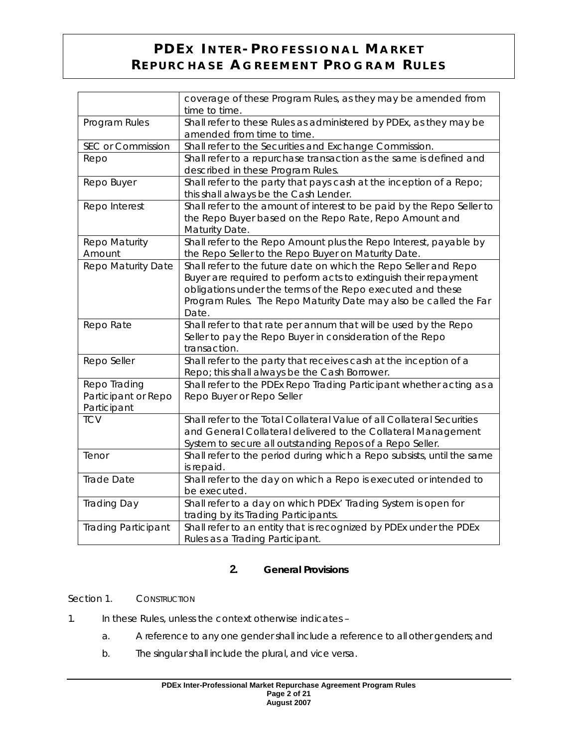| | |
|---|---|
| | coverage of these Program Rules, as they may be amended from time to time. |
| Program Rules | Shall refer to these Rules as administered by PDEx, as they may be amended from time to time. |
| SEC or Commission | Shall refer to the Securities and Exchange Commission. |
| Repo | Shall refer to a repurchase transaction as the same is defined and described in these Program Rules. |
| Repo Buyer | Shall refer to the party that pays cash at the inception of a Repo; this shall always be the Cash Lender. |
| Repo Interest | Shall refer to the amount of interest to be paid by the Repo Seller to the Repo Buyer based on the Repo Rate, Repo Amount and Maturity Date. |
| Repo Maturity Amount | Shall refer to the Repo Amount plus the Repo Interest, payable by the Repo Seller to the Repo Buyer on Maturity Date. |
| Repo Maturity Date | Shall refer to the future date on which the Repo Seller and Repo Buyer are required to perform acts to extinguish their repayment obligations under the terms of the Repo executed and these Program Rules. The Repo Maturity Date may also be called the Far Date. |
| Repo Rate | Shall refer to that rate per annum that will be used by the Repo Seller to pay the Repo Buyer in consideration of the Repo transaction. |
| Repo Seller | Shall refer to the party that receives cash at the inception of a Repo; this shall always be the Cash Borrower. |
| Repo Trading Participant or Repo Participant | Shall refer to the PDEx Repo Trading Participant whether acting as a Repo Buyer or Repo Seller |
| TCV | Shall refer to the Total Collateral Value of all Collateral Securities and General Collateral delivered to the Collateral Management System to secure all outstanding Repos of a Repo Seller. |
| Tenor | Shall refer to the period during which a Repo subsists, until the same is repaid. |
| Trade Date | Shall refer to the day on which a Repo is executed or intended to be executed. |
| Trading Day | Shall refer to a day on which PDEx' Trading System is open for trading by its Trading Participants. |
| Trading Participant | Shall refer to an entity that is recognized by PDEx under the PDEx Rules as a Trading Participant. |

## 2. General Provisions

Section 1. CONSTRUCTION

1. In these Rules, unless the context otherwise indicates –
    a. A reference to any one gender shall include a reference to all other genders; and
    b. The singular shall include the plural, and vice versa.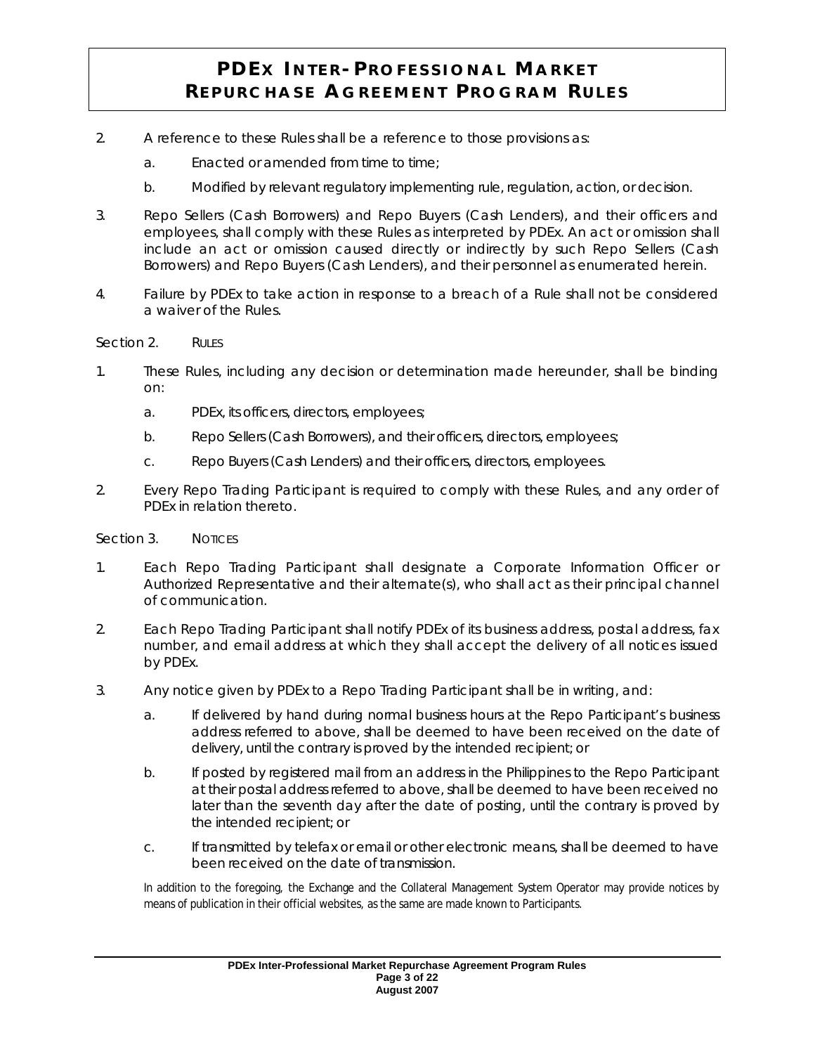2. A reference to these Rules shall be a reference to those provisions as:

   a. Enacted or amended from time to time;

   b. Modified by relevant regulatory implementing rule, regulation, action, or decision.

3. Repo Sellers (Cash Borrowers) and Repo Buyers (Cash Lenders), and their officers and employees, shall comply with these Rules as interpreted by PDEx. An act or omission shall include an act or omission caused directly or indirectly by such Repo Sellers (Cash Borrowers) and Repo Buyers (Cash Lenders), and their personnel as enumerated herein.

4. Failure by PDEx to take action in response to a breach of a Rule shall not be considered a waiver of the Rules.

Section 2. RULES

1. These Rules, including any decision or determination made hereunder, shall be binding on:

   a. PDEx, its officers, directors, employees;

   b. Repo Sellers (Cash Borrowers), and their officers, directors, employees;

   c. Repo Buyers (Cash Lenders) and their officers, directors, employees.

2. Every Repo Trading Participant is required to comply with these Rules, and any order of PDEx in relation thereto.

Section 3. NOTICES

1. Each Repo Trading Participant shall designate a Corporate Information Officer or Authorized Representative and their alternate(s), who shall act as their principal channel of communication.

2. Each Repo Trading Participant shall notify PDEx of its business address, postal address, fax number, and email address at which they shall accept the delivery of all notices issued by PDEx.

3. Any notice given by PDEx to a Repo Trading Participant shall be in writing, and:

   a. If delivered by hand during normal business hours at the Repo Participant's business address referred to above, shall be deemed to have been received on the date of delivery, until the contrary is proved by the intended recipient; or

   b. If posted by registered mail from an address in the Philippines to the Repo Participant at their postal address referred to above, shall be deemed to have been received no later than the seventh day after the date of posting, until the contrary is proved by the intended recipient; or

   c. If transmitted by telefax or email or other electronic means, shall be deemed to have been received on the date of transmission.

   In addition to the foregoing, the Exchange and the Collateral Management System Operator may provide notices by means of publication in their official websites, as the same are made known to Participants.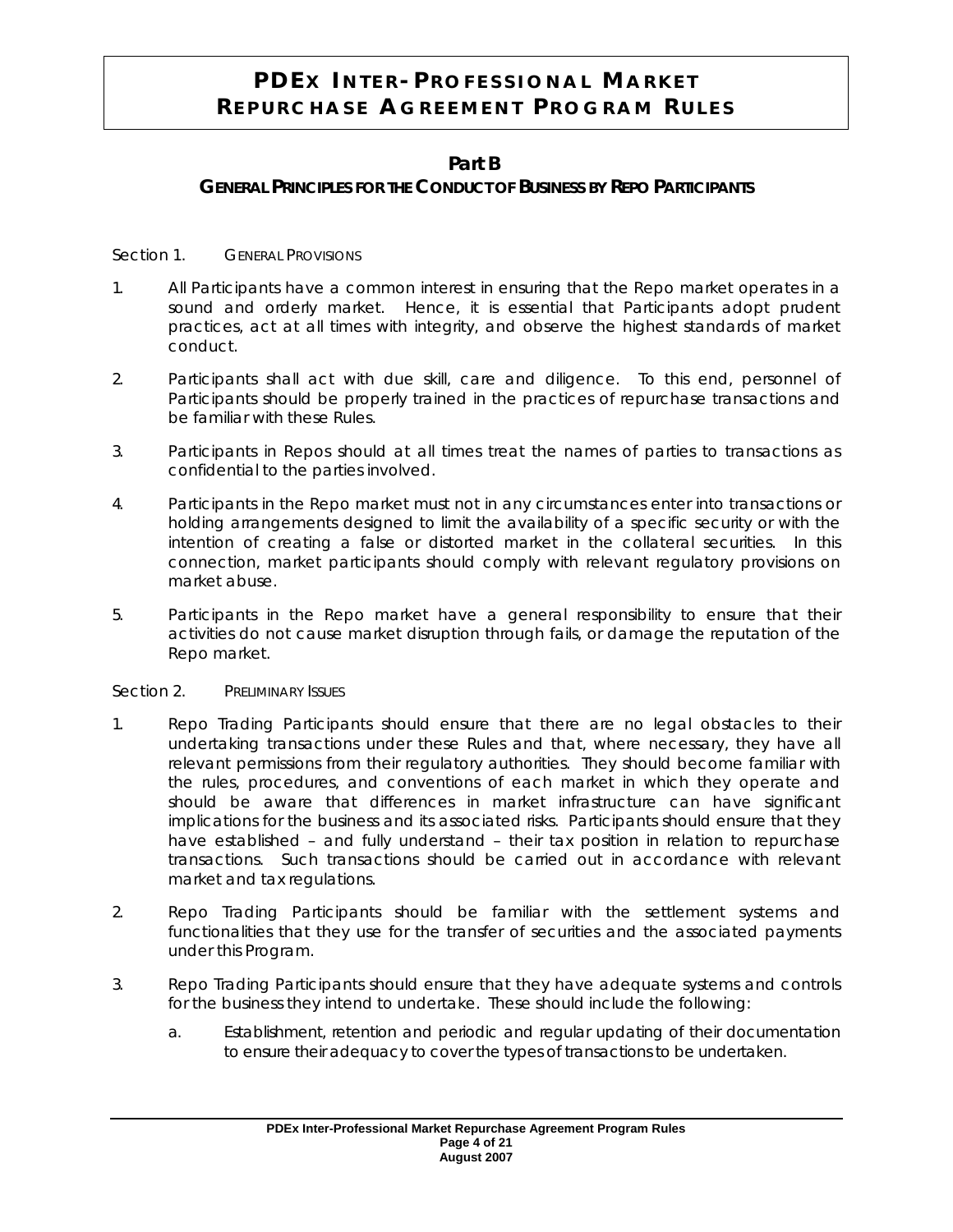# PDEx Inter-Professional Market Repurchase Agreement Program Rules

## Part B

### General Principles for the Conduct of Business by Repo Participants

Section 1. General Provisions

1. All Participants have a common interest in ensuring that the Repo market operates in a sound and orderly market. Hence, it is essential that Participants adopt prudent practices, act at all times with integrity, and observe the highest standards of market conduct.

2. Participants shall act with due skill, care and diligence. To this end, personnel of Participants should be properly trained in the practices of repurchase transactions and be familiar with these Rules.

3. Participants in Repos should at all times treat the names of parties to transactions as confidential to the parties involved.

4. Participants in the Repo market must not in any circumstances enter into transactions or holding arrangements designed to limit the availability of a specific security or with the intention of creating a false or distorted market in the collateral securities. In this connection, market participants should comply with relevant regulatory provisions on market abuse.

5. Participants in the Repo market have a general responsibility to ensure that their activities do not cause market disruption through fails, or damage the reputation of the Repo market.

Section 2. Preliminary Issues

1. Repo Trading Participants should ensure that there are no legal obstacles to their undertaking transactions under these Rules and that, where necessary, they have all relevant permissions from their regulatory authorities. They should become familiar with the rules, procedures, and conventions of each market in which they operate and should be aware that differences in market infrastructure can have significant implications for the business and its associated risks. Participants should ensure that they have established – and fully understand – their tax position in relation to repurchase transactions. Such transactions should be carried out in accordance with relevant market and tax regulations.

2. Repo Trading Participants should be familiar with the settlement systems and functionalities that they use for the transfer of securities and the associated payments under this Program.

3. Repo Trading Participants should ensure that they have adequate systems and controls for the business they intend to undertake. These should include the following:

   a. Establishment, retention and periodic and regular updating of their documentation to ensure their adequacy to cover the types of transactions to be undertaken.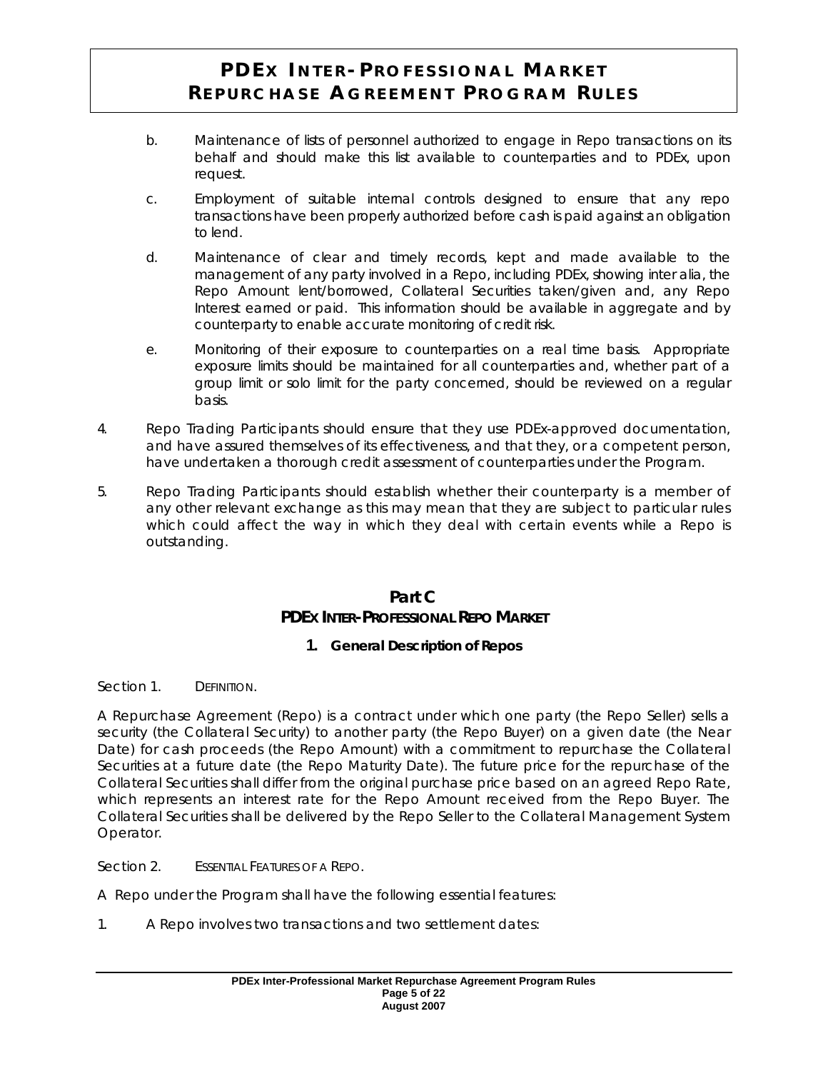b. Maintenance of lists of personnel authorized to engage in Repo transactions on its behalf and should make this list available to counterparties and to PDEx, upon request.

c. Employment of suitable internal controls designed to ensure that any repo transactions have been properly authorized before cash is paid against an obligation to lend.

d. Maintenance of clear and timely records, kept and made available to the management of any party involved in a Repo, including PDEx, showing inter alia, the Repo Amount lent/borrowed, Collateral Securities taken/given and, any Repo Interest earned or paid. This information should be available in aggregate and by counterparty to enable accurate monitoring of credit risk.

e. Monitoring of their exposure to counterparties on a real time basis. Appropriate exposure limits should be maintained for all counterparties and, whether part of a group limit or solo limit for the party concerned, should be reviewed on a regular basis.

4. Repo Trading Participants should ensure that they use PDEx-approved documentation, and have assured themselves of its effectiveness, and that they, or a competent person, have undertaken a thorough credit assessment of counterparties under the Program.

5. Repo Trading Participants should establish whether their counterparty is a member of any other relevant exchange as this may mean that they are subject to particular rules which could affect the way in which they deal with certain events while a Repo is outstanding.

## Part C
## PDEx Inter-Professional Repo Market

### 1. General Description of Repos

Section 1. DEFINITION.

A Repurchase Agreement (Repo) is a contract under which one party (the Repo Seller) sells a security (the Collateral Security) to another party (the Repo Buyer) on a given date (the Near Date) for cash proceeds (the Repo Amount) with a commitment to repurchase the Collateral Securities at a future date (the Repo Maturity Date). The future price for the repurchase of the Collateral Securities shall differ from the original purchase price based on an agreed Repo Rate, which represents an interest rate for the Repo Amount received from the Repo Buyer. The Collateral Securities shall be delivered by the Repo Seller to the Collateral Management System Operator.

Section 2. ESSENTIAL FEATURES OF A REPO.

A Repo under the Program shall have the following essential features:

1. A Repo involves two transactions and two settlement dates: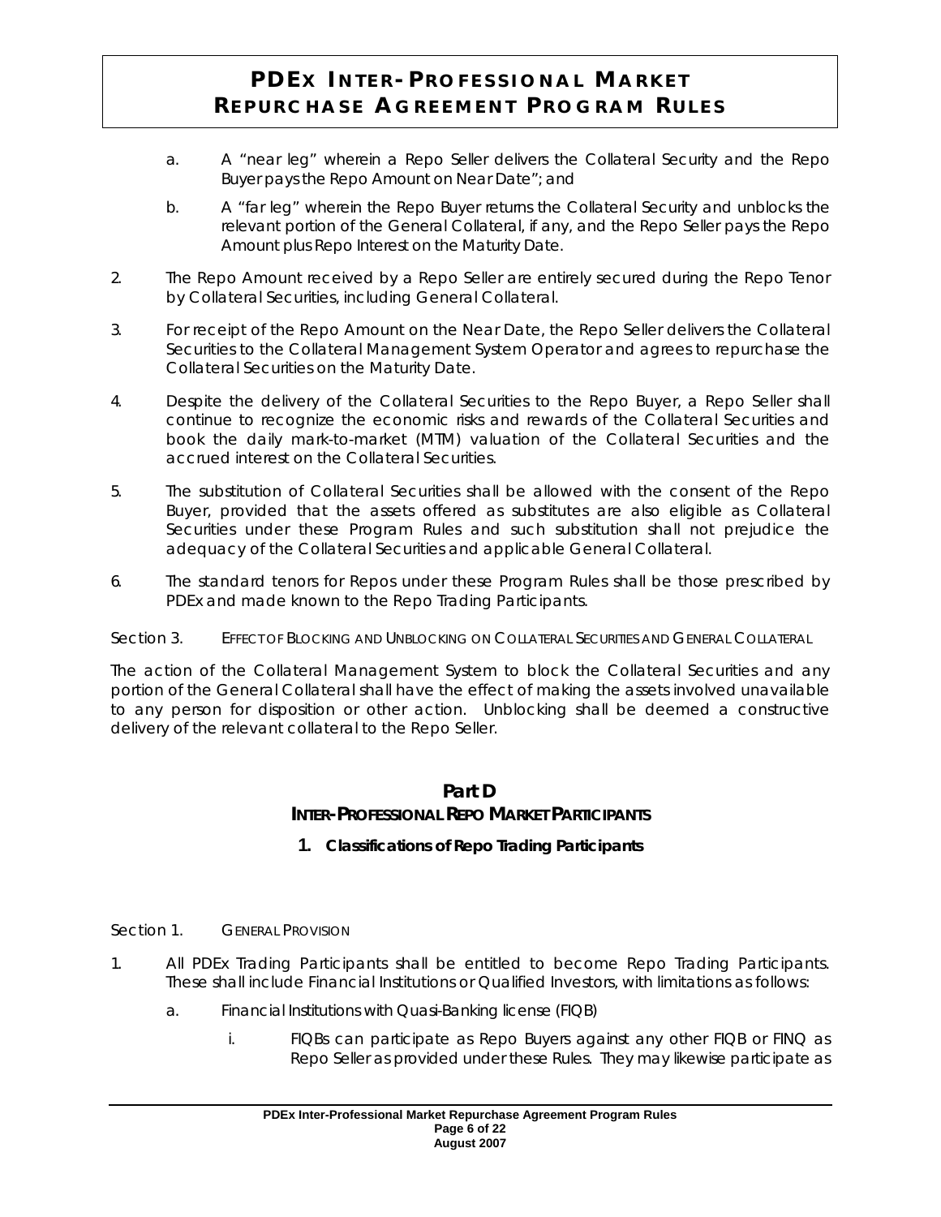a. A "near leg" wherein a Repo Seller delivers the Collateral Security and the Repo Buyer pays the Repo Amount on Near Date"; and

b. A "far leg" wherein the Repo Buyer returns the Collateral Security and unblocks the relevant portion of the General Collateral, if any, and the Repo Seller pays the Repo Amount plus Repo Interest on the Maturity Date.

2. The Repo Amount received by a Repo Seller are entirely secured during the Repo Tenor by Collateral Securities, including General Collateral.

3. For receipt of the Repo Amount on the Near Date, the Repo Seller delivers the Collateral Securities to the Collateral Management System Operator and agrees to repurchase the Collateral Securities on the Maturity Date.

4. Despite the delivery of the Collateral Securities to the Repo Buyer, a Repo Seller shall continue to recognize the economic risks and rewards of the Collateral Securities and book the daily mark-to-market (MTM) valuation of the Collateral Securities and the accrued interest on the Collateral Securities.

5. The substitution of Collateral Securities shall be allowed with the consent of the Repo Buyer, provided that the assets offered as substitutes are also eligible as Collateral Securities under these Program Rules and such substitution shall not prejudice the adequacy of the Collateral Securities and applicable General Collateral.

6. The standard tenors for Repos under these Program Rules shall be those prescribed by PDEx and made known to the Repo Trading Participants.

Section 3. EFFECT OF BLOCKING AND UNBLOCKING ON COLLATERAL SECURITIES AND GENERAL COLLATERAL

The action of the Collateral Management System to block the Collateral Securities and any portion of the General Collateral shall have the effect of making the assets involved unavailable to any person for disposition or other action. Unblocking shall be deemed a constructive delivery of the relevant collateral to the Repo Seller.

## Part D
## INTER-PROFESSIONAL REPO MARKET PARTICIPANTS

### 1. Classifications of Repo Trading Participants

Section 1. GENERAL PROVISION

1. All PDEx Trading Participants shall be entitled to become Repo Trading Participants. These shall include Financial Institutions or Qualified Investors, with limitations as follows:

   a. Financial Institutions with Quasi-Banking license (FIQB)

      i. FIQBs can participate as Repo Buyers against any other FIQB or FINQ as Repo Seller as provided under these Rules. They may likewise participate as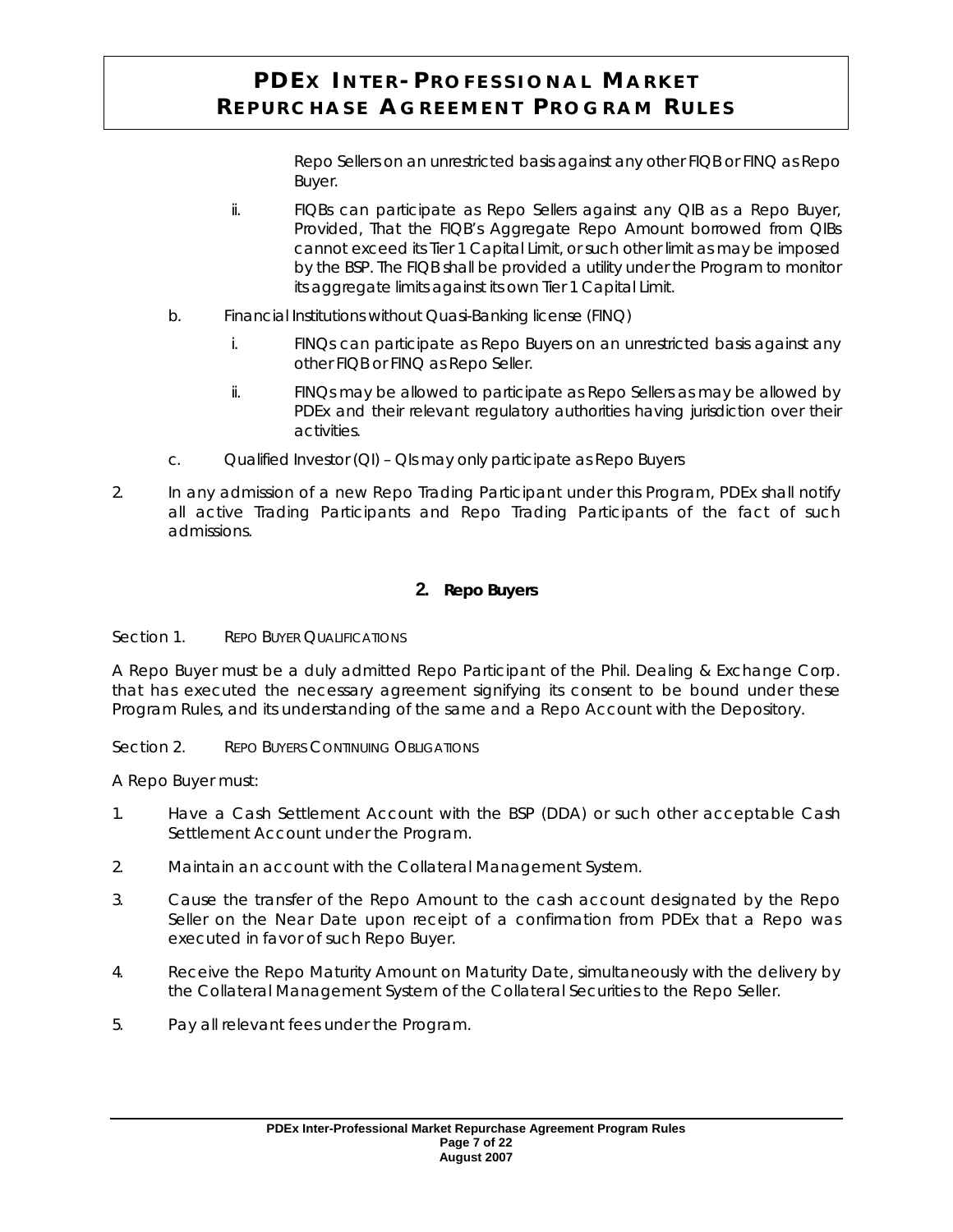Repo Sellers on an unrestricted basis against any other FIQB or FINQ as Repo Buyer.

ii. FIQBs can participate as Repo Sellers against any QIB as a Repo Buyer, Provided, That the FIQB's Aggregate Repo Amount borrowed from QIBs cannot exceed its Tier 1 Capital Limit, or such other limit as may be imposed by the BSP. The FIQB shall be provided a utility under the Program to monitor its aggregate limits against its own Tier 1 Capital Limit.

b. Financial Institutions without Quasi-Banking license (FINQ)

   i. FINQs can participate as Repo Buyers on an unrestricted basis against any other FIQB or FINQ as Repo Seller.

   ii. FINQs may be allowed to participate as Repo Sellers as may be allowed by PDEx and their relevant regulatory authorities having jurisdiction over their activities.

c. Qualified Investor (QI) – QIs may only participate as Repo Buyers

2. In any admission of a new Repo Trading Participant under this Program, PDEx shall notify all active Trading Participants and Repo Trading Participants of the fact of such admissions.

## 2. Repo Buyers

Section 1. REPO BUYER QUALIFICATIONS

A Repo Buyer must be a duly admitted Repo Participant of the Phil. Dealing & Exchange Corp. that has executed the necessary agreement signifying its consent to be bound under these Program Rules, and its understanding of the same and a Repo Account with the Depository.

Section 2. REPO BUYERS CONTINUING OBLIGATIONS

A Repo Buyer must:

1. Have a Cash Settlement Account with the BSP (DDA) or such other acceptable Cash Settlement Account under the Program.
2. Maintain an account with the Collateral Management System.
3. Cause the transfer of the Repo Amount to the cash account designated by the Repo Seller on the Near Date upon receipt of a confirmation from PDEx that a Repo was executed in favor of such Repo Buyer.
4. Receive the Repo Maturity Amount on Maturity Date, simultaneously with the delivery by the Collateral Management System of the Collateral Securities to the Repo Seller.
5. Pay all relevant fees under the Program.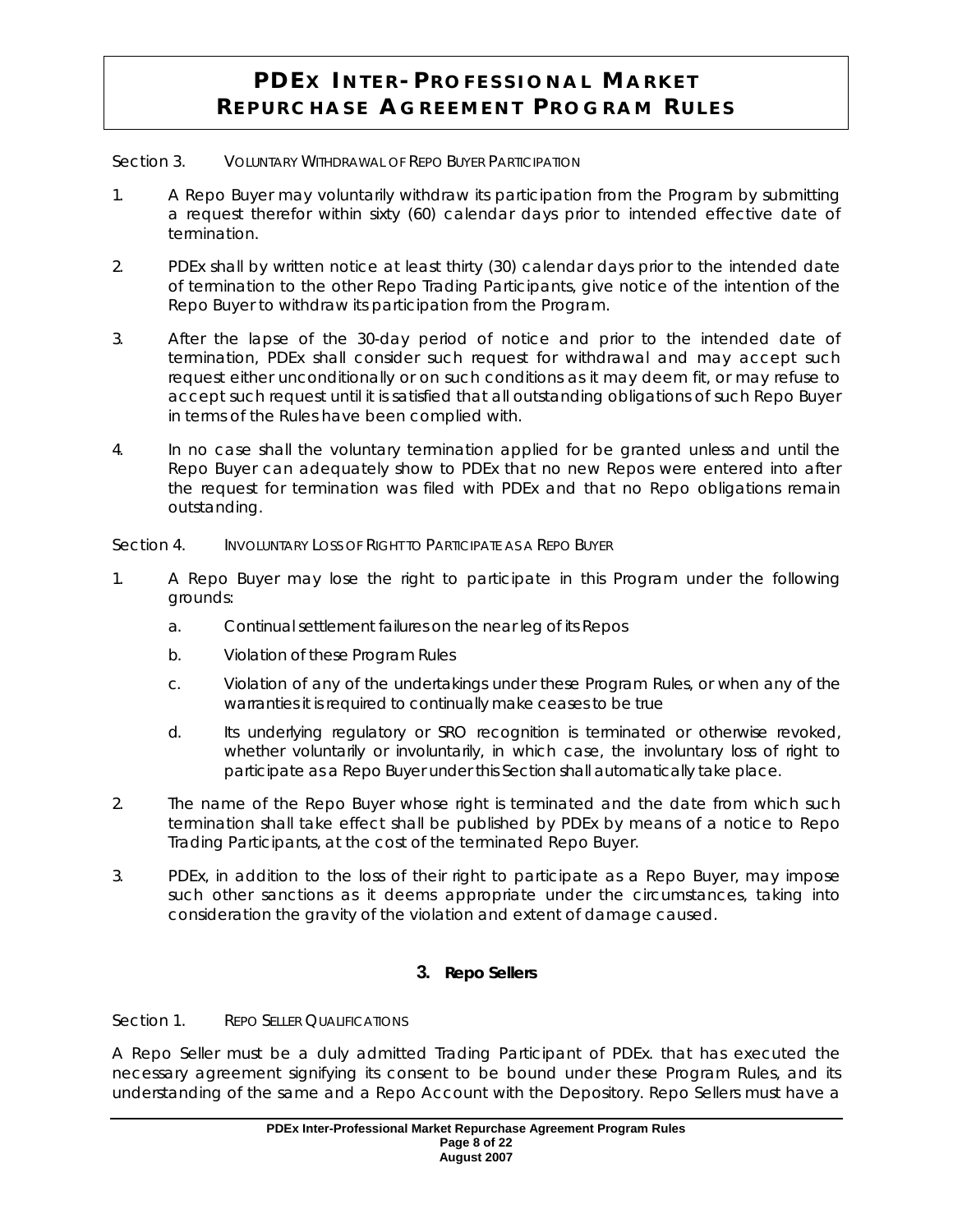Section 3. VOLUNTARY WITHDRAWAL OF REPO BUYER PARTICIPATION

1. A Repo Buyer may voluntarily withdraw its participation from the Program by submitting a request therefor within sixty (60) calendar days prior to intended effective date of termination.

2. PDEx shall by written notice at least thirty (30) calendar days prior to the intended date of termination to the other Repo Trading Participants, give notice of the intention of the Repo Buyer to withdraw its participation from the Program.

3. After the lapse of the 30-day period of notice and prior to the intended date of termination, PDEx shall consider such request for withdrawal and may accept such request either unconditionally or on such conditions as it may deem fit, or may refuse to accept such request until it is satisfied that all outstanding obligations of such Repo Buyer in terms of the Rules have been complied with.

4. In no case shall the voluntary termination applied for be granted unless and until the Repo Buyer can adequately show to PDEx that no new Repos were entered into after the request for termination was filed with PDEx and that no Repo obligations remain outstanding.

Section 4. INVOLUNTARY LOSS OF RIGHT TO PARTICIPATE AS A REPO BUYER

1. A Repo Buyer may lose the right to participate in this Program under the following grounds:
   a. Continual settlement failures on the near leg of its Repos
   b. Violation of these Program Rules
   c. Violation of any of the undertakings under these Program Rules, or when any of the warranties it is required to continually make ceases to be true
   d. Its underlying regulatory or SRO recognition is terminated or otherwise revoked, whether voluntarily or involuntarily, in which case, the involuntary loss of right to participate as a Repo Buyer under this Section shall automatically take place.

2. The name of the Repo Buyer whose right is terminated and the date from which such termination shall take effect shall be published by PDEx by means of a notice to Repo Trading Participants, at the cost of the terminated Repo Buyer.

3. PDEx, in addition to the loss of their right to participate as a Repo Buyer, may impose such other sanctions as it deems appropriate under the circumstances, taking into consideration the gravity of the violation and extent of damage caused.

## 3. Repo Sellers

Section 1. REPO SELLER QUALIFICATIONS

A Repo Seller must be a duly admitted Trading Participant of PDEx. that has executed the necessary agreement signifying its consent to be bound under these Program Rules, and its understanding of the same and a Repo Account with the Depository. Repo Sellers must have a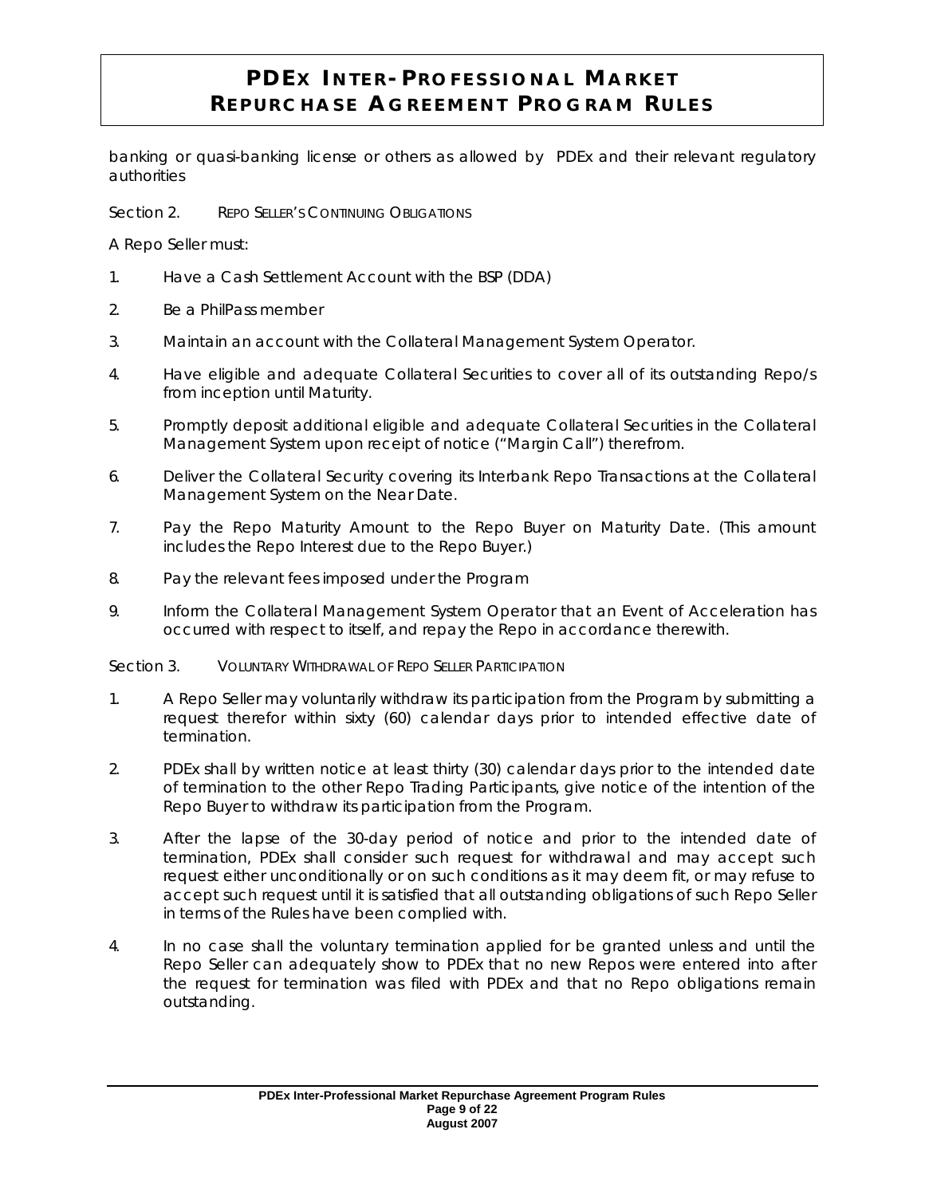banking or quasi-banking license or others as allowed by PDEx and their relevant regulatory authorities

Section 2. REPO SELLER'S CONTINUING OBLIGATIONS

A Repo Seller must:

1. Have a Cash Settlement Account with the BSP (DDA)
2. Be a PhilPass member
3. Maintain an account with the Collateral Management System Operator.
4. Have eligible and adequate Collateral Securities to cover all of its outstanding Repo/s from inception until Maturity.
5. Promptly deposit additional eligible and adequate Collateral Securities in the Collateral Management System upon receipt of notice ("Margin Call") therefrom.
6. Deliver the Collateral Security covering its Interbank Repo Transactions at the Collateral Management System on the Near Date.
7. Pay the Repo Maturity Amount to the Repo Buyer on Maturity Date. (This amount includes the Repo Interest due to the Repo Buyer.)
8. Pay the relevant fees imposed under the Program
9. Inform the Collateral Management System Operator that an Event of Acceleration has occurred with respect to itself, and repay the Repo in accordance therewith.

Section 3. VOLUNTARY WITHDRAWAL OF REPO SELLER PARTICIPATION

1. A Repo Seller may voluntarily withdraw its participation from the Program by submitting a request therefor within sixty (60) calendar days prior to intended effective date of termination.
2. PDEx shall by written notice at least thirty (30) calendar days prior to the intended date of termination to the other Repo Trading Participants, give notice of the intention of the Repo Buyer to withdraw its participation from the Program.
3. After the lapse of the 30-day period of notice and prior to the intended date of termination, PDEx shall consider such request for withdrawal and may accept such request either unconditionally or on such conditions as it may deem fit, or may refuse to accept such request until it is satisfied that all outstanding obligations of such Repo Seller in terms of the Rules have been complied with.
4. In no case shall the voluntary termination applied for be granted unless and until the Repo Seller can adequately show to PDEx that no new Repos were entered into after the request for termination was filed with PDEx and that no Repo obligations remain outstanding.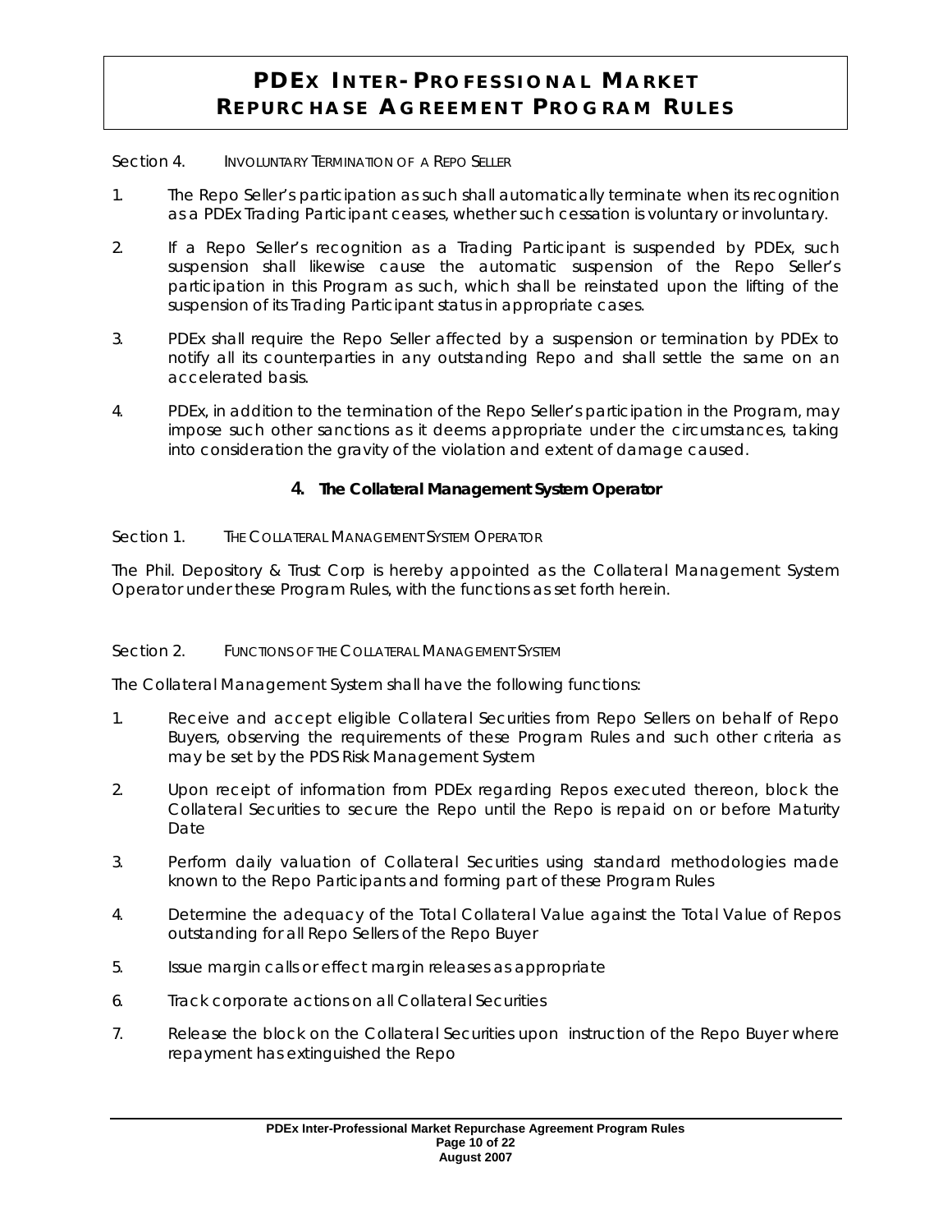Section 4. INVOLUNTARY TERMINATION OF A REPO SELLER

1. The Repo Seller's participation as such shall automatically terminate when its recognition as a PDEx Trading Participant ceases, whether such cessation is voluntary or involuntary.

2. If a Repo Seller's recognition as a Trading Participant is suspended by PDEx, such suspension shall likewise cause the automatic suspension of the Repo Seller's participation in this Program as such, which shall be reinstated upon the lifting of the suspension of its Trading Participant status in appropriate cases.

3. PDEx shall require the Repo Seller affected by a suspension or termination by PDEx to notify all its counterparties in any outstanding Repo and shall settle the same on an accelerated basis.

4. PDEx, in addition to the termination of the Repo Seller's participation in the Program, may impose such other sanctions as it deems appropriate under the circumstances, taking into consideration the gravity of the violation and extent of damage caused.

## 4. The Collateral Management System Operator

Section 1. THE COLLATERAL MANAGEMENT SYSTEM OPERATOR

The Phil. Depository & Trust Corp is hereby appointed as the Collateral Management System Operator under these Program Rules, with the functions as set forth herein.

Section 2. FUNCTIONS OF THE COLLATERAL MANAGEMENT SYSTEM

The Collateral Management System shall have the following functions:

1. Receive and accept eligible Collateral Securities from Repo Sellers on behalf of Repo Buyers, observing the requirements of these Program Rules and such other criteria as may be set by the PDS Risk Management System

2. Upon receipt of information from PDEx regarding Repos executed thereon, block the Collateral Securities to secure the Repo until the Repo is repaid on or before Maturity Date

3. Perform daily valuation of Collateral Securities using standard methodologies made known to the Repo Participants and forming part of these Program Rules

4. Determine the adequacy of the Total Collateral Value against the Total Value of Repos outstanding for all Repo Sellers of the Repo Buyer

5. Issue margin calls or effect margin releases as appropriate

6. Track corporate actions on all Collateral Securities

7. Release the block on the Collateral Securities upon instruction of the Repo Buyer where repayment has extinguished the Repo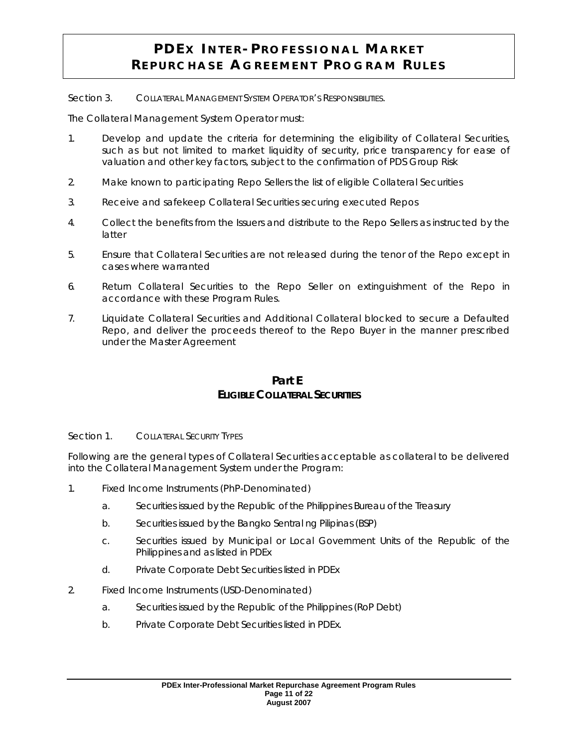Section 3. COLLATERAL MANAGEMENT SYSTEM OPERATOR'S RESPONSIBILITIES.

The Collateral Management System Operator must:

1. Develop and update the criteria for determining the eligibility of Collateral Securities, such as but not limited to market liquidity of security, price transparency for ease of valuation and other key factors, subject to the confirmation of PDS Group Risk
2. Make known to participating Repo Sellers the list of eligible Collateral Securities
3. Receive and safekeep Collateral Securities securing executed Repos
4. Collect the benefits from the Issuers and distribute to the Repo Sellers as instructed by the latter
5. Ensure that Collateral Securities are not released during the tenor of the Repo except in cases where warranted
6. Return Collateral Securities to the Repo Seller on extinguishment of the Repo in accordance with these Program Rules.
7. Liquidate Collateral Securities and Additional Collateral blocked to secure a Defaulted Repo, and deliver the proceeds thereof to the Repo Buyer in the manner prescribed under the Master Agreement

## Part E
### ELIGIBLE COLLATERAL SECURITIES

Section 1. COLLATERAL SECURITY TYPES

Following are the general types of Collateral Securities acceptable as collateral to be delivered into the Collateral Management System under the Program:

1. Fixed Income Instruments (PhP-Denominated)
   a. Securities issued by the Republic of the Philippines Bureau of the Treasury
   b. Securities issued by the Bangko Sentral ng Pilipinas (BSP)
   c. Securities issued by Municipal or Local Government Units of the Republic of the Philippines and as listed in PDEx
   d. Private Corporate Debt Securities listed in PDEx
2. Fixed Income Instruments (USD-Denominated)
   a. Securities issued by the Republic of the Philippines (RoP Debt)
   b. Private Corporate Debt Securities listed in PDEx.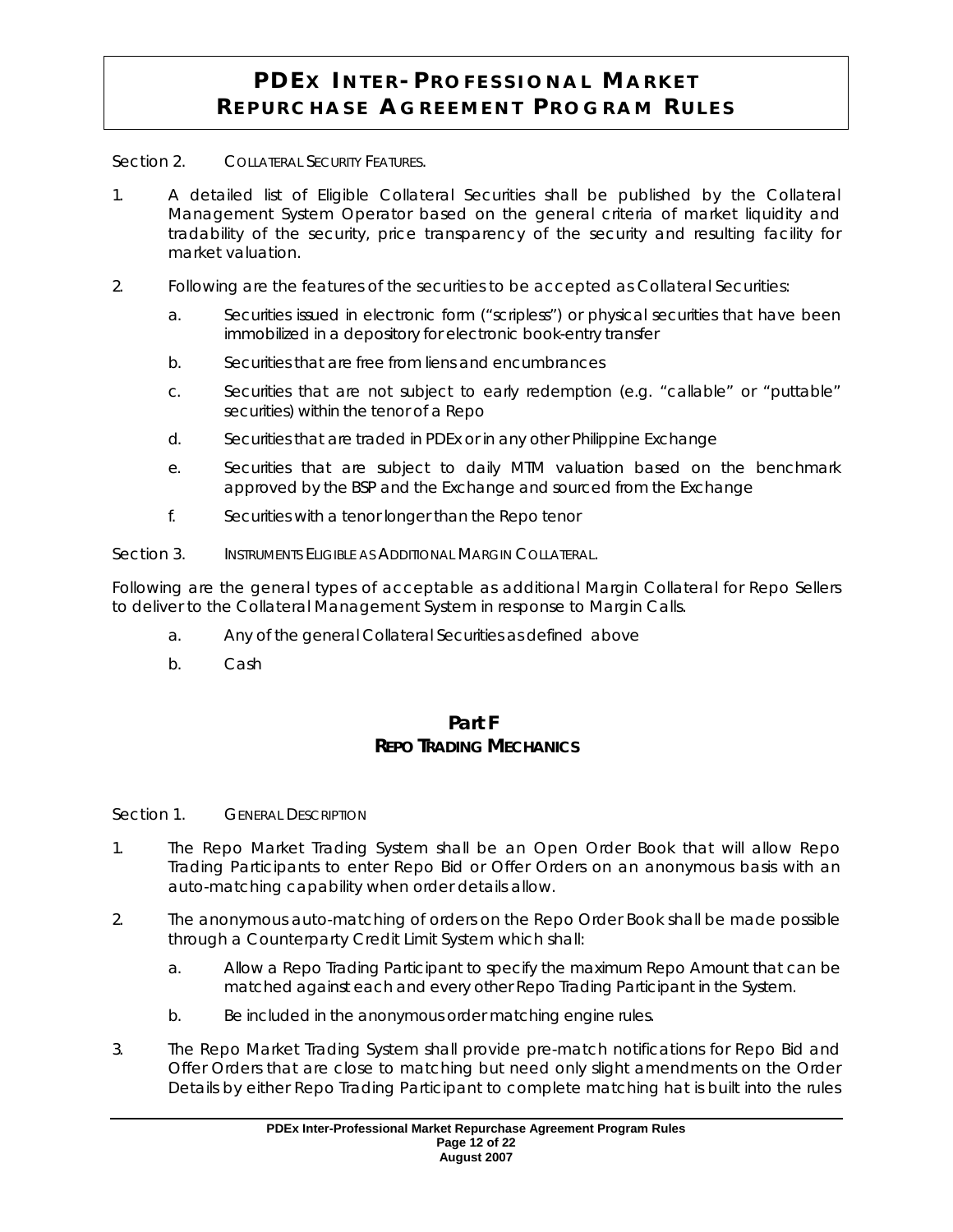Section 2. COLLATERAL SECURITY FEATURES.

1. A detailed list of Eligible Collateral Securities shall be published by the Collateral Management System Operator based on the general criteria of market liquidity and tradability of the security, price transparency of the security and resulting facility for market valuation.

2. Following are the features of the securities to be accepted as Collateral Securities:

   a. Securities issued in electronic form ("scripless") or physical securities that have been immobilized in a depository for electronic book-entry transfer

   b. Securities that are free from liens and encumbrances

   c. Securities that are not subject to early redemption (e.g. "callable" or "puttable" securities) within the tenor of a Repo

   d. Securities that are traded in PDEx or in any other Philippine Exchange

   e. Securities that are subject to daily MTM valuation based on the benchmark approved by the BSP and the Exchange and sourced from the Exchange

   f. Securities with a tenor longer than the Repo tenor

Section 3. INSTRUMENTS ELIGIBLE AS ADDITIONAL MARGIN COLLATERAL.

Following are the general types of acceptable as additional Margin Collateral for Repo Sellers to deliver to the Collateral Management System in response to Margin Calls.

   a. Any of the general Collateral Securities as defined above

   b. Cash

## Part F
## REPO TRADING MECHANICS

Section 1. GENERAL DESCRIPTION

1. The Repo Market Trading System shall be an Open Order Book that will allow Repo Trading Participants to enter Repo Bid or Offer Orders on an anonymous basis with an auto-matching capability when order details allow.

2. The anonymous auto-matching of orders on the Repo Order Book shall be made possible through a Counterparty Credit Limit System which shall:

   a. Allow a Repo Trading Participant to specify the maximum Repo Amount that can be matched against each and every other Repo Trading Participant in the System.

   b. Be included in the anonymous order matching engine rules.

3. The Repo Market Trading System shall provide pre-match notifications for Repo Bid and Offer Orders that are close to matching but need only slight amendments on the Order Details by either Repo Trading Participant to complete matching hat is built into the rules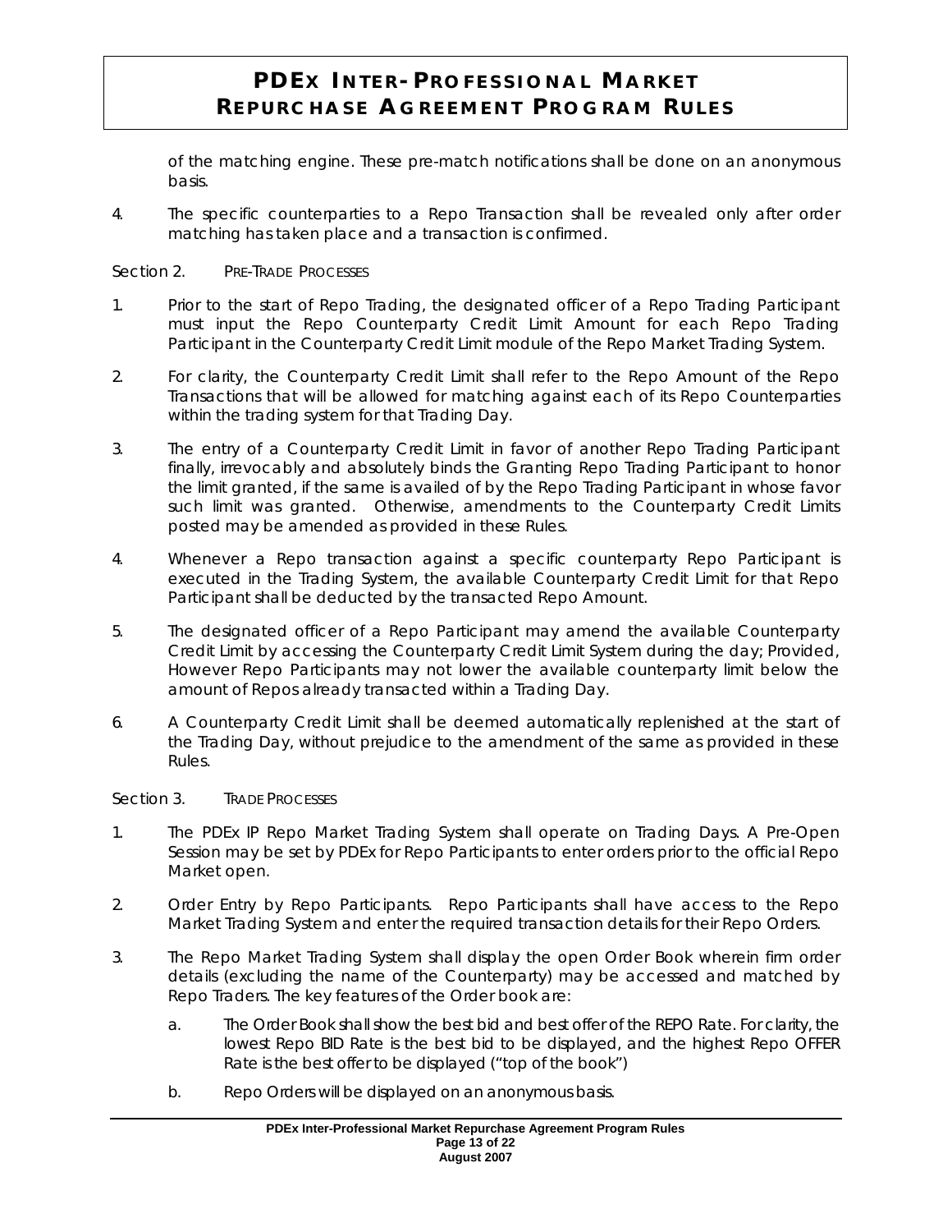of the matching engine. These pre-match notifications shall be done on an anonymous basis.

4. The specific counterparties to a Repo Transaction shall be revealed only after order matching has taken place and a transaction is confirmed.

Section 2. PRE-TRADE PROCESSES

1. Prior to the start of Repo Trading, the designated officer of a Repo Trading Participant must input the Repo Counterparty Credit Limit Amount for each Repo Trading Participant in the Counterparty Credit Limit module of the Repo Market Trading System.

2. For clarity, the Counterparty Credit Limit shall refer to the Repo Amount of the Repo Transactions that will be allowed for matching against each of its Repo Counterparties within the trading system for that Trading Day.

3. The entry of a Counterparty Credit Limit in favor of another Repo Trading Participant finally, irrevocably and absolutely binds the Granting Repo Trading Participant to honor the limit granted, if the same is availed of by the Repo Trading Participant in whose favor such limit was granted. Otherwise, amendments to the Counterparty Credit Limits posted may be amended as provided in these Rules.

4. Whenever a Repo transaction against a specific counterparty Repo Participant is executed in the Trading System, the available Counterparty Credit Limit for that Repo Participant shall be deducted by the transacted Repo Amount.

5. The designated officer of a Repo Participant may amend the available Counterparty Credit Limit by accessing the Counterparty Credit Limit System during the day; Provided, However Repo Participants may not lower the available counterparty limit below the amount of Repos already transacted within a Trading Day.

6. A Counterparty Credit Limit shall be deemed automatically replenished at the start of the Trading Day, without prejudice to the amendment of the same as provided in these Rules.

Section 3. TRADE PROCESSES

1. The PDEx IP Repo Market Trading System shall operate on Trading Days. A Pre-Open Session may be set by PDEx for Repo Participants to enter orders prior to the official Repo Market open.

2. Order Entry by Repo Participants. Repo Participants shall have access to the Repo Market Trading System and enter the required transaction details for their Repo Orders.

3. The Repo Market Trading System shall display the open Order Book wherein firm order details (excluding the name of the Counterparty) may be accessed and matched by Repo Traders. The key features of the Order book are:

   a. The Order Book shall show the best bid and best offer of the REPO Rate. For clarity, the lowest Repo BID Rate is the best bid to be displayed, and the highest Repo OFFER Rate is the best offer to be displayed ("top of the book")

   b. Repo Orders will be displayed on an anonymous basis.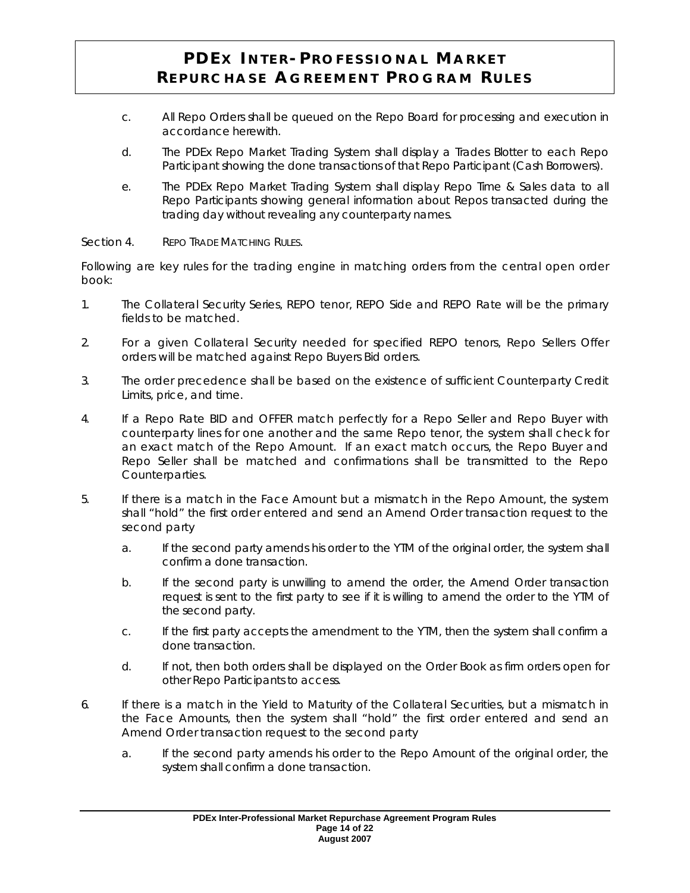c. All Repo Orders shall be queued on the Repo Board for processing and execution in accordance herewith.

d. The PDEx Repo Market Trading System shall display a Trades Blotter to each Repo Participant showing the done transactions of that Repo Participant (Cash Borrowers).

e. The PDEx Repo Market Trading System shall display Repo Time & Sales data to all Repo Participants showing general information about Repos transacted during the trading day without revealing any counterparty names.

Section 4. REPO TRADE MATCHING RULES.

Following are key rules for the trading engine in matching orders from the central open order book:

1. The Collateral Security Series, REPO tenor, REPO Side and REPO Rate will be the primary fields to be matched.

2. For a given Collateral Security needed for specified REPO tenors, Repo Sellers Offer orders will be matched against Repo Buyers Bid orders.

3. The order precedence shall be based on the existence of sufficient Counterparty Credit Limits, price, and time.

4. If a Repo Rate BID and OFFER match perfectly for a Repo Seller and Repo Buyer with counterparty lines for one another and the same Repo tenor, the system shall check for an exact match of the Repo Amount. If an exact match occurs, the Repo Buyer and Repo Seller shall be matched and confirmations shall be transmitted to the Repo Counterparties.

5. If there is a match in the Face Amount but a mismatch in the Repo Amount, the system shall "hold" the first order entered and send an Amend Order transaction request to the second party

   a. If the second party amends his order to the YTM of the original order, the system shall confirm a done transaction.

   b. If the second party is unwilling to amend the order, the Amend Order transaction request is sent to the first party to see if it is willing to amend the order to the YTM of the second party.

   c. If the first party accepts the amendment to the YTM, then the system shall confirm a done transaction.

   d. If not, then both orders shall be displayed on the Order Book as firm orders open for other Repo Participants to access.

6. If there is a match in the Yield to Maturity of the Collateral Securities, but a mismatch in the Face Amounts, then the system shall "hold" the first order entered and send an Amend Order transaction request to the second party

   a. If the second party amends his order to the Repo Amount of the original order, the system shall confirm a done transaction.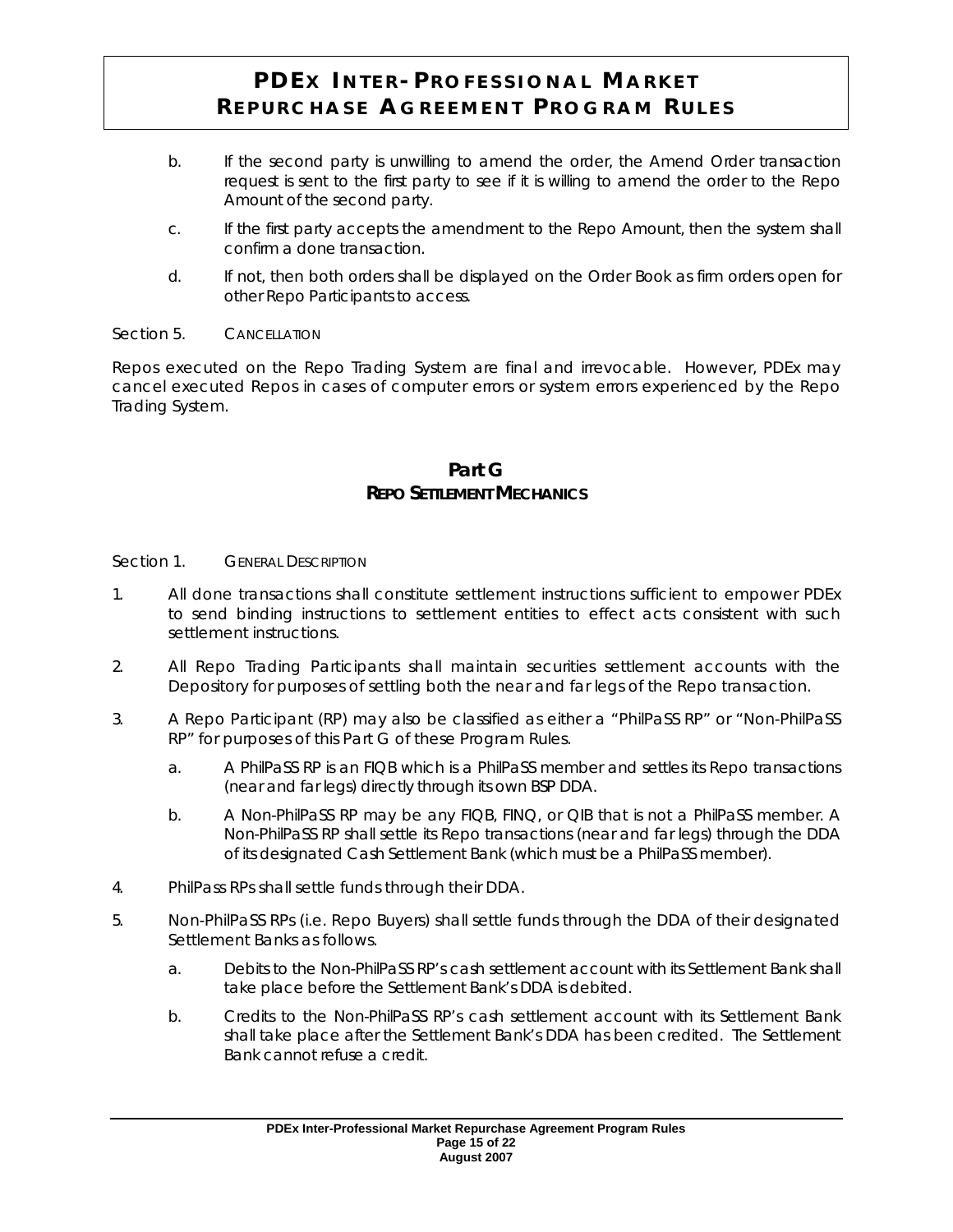b. If the second party is unwilling to amend the order, the Amend Order transaction request is sent to the first party to see if it is willing to amend the order to the Repo Amount of the second party.

c. If the first party accepts the amendment to the Repo Amount, then the system shall confirm a done transaction.

d. If not, then both orders shall be displayed on the Order Book as firm orders open for other Repo Participants to access.

Section 5. CANCELLATION

Repos executed on the Repo Trading System are final and irrevocable. However, PDEx may cancel executed Repos in cases of computer errors or system errors experienced by the Repo Trading System.

## Part G
## REPO SETTLEMENT MECHANICS

Section 1. GENERAL DESCRIPTION

1. All done transactions shall constitute settlement instructions sufficient to empower PDEx to send binding instructions to settlement entities to effect acts consistent with such settlement instructions.

2. All Repo Trading Participants shall maintain securities settlement accounts with the Depository for purposes of settling both the near and far legs of the Repo transaction.

3. A Repo Participant (RP) may also be classified as either a "PhilPaSS RP" or "Non-PhilPaSS RP" for purposes of this Part G of these Program Rules.

   a. A PhilPaSS RP is an FIQB which is a PhilPaSS member and settles its Repo transactions (near and far legs) directly through its own BSP DDA.

   b. A Non-PhilPaSS RP may be any FIQB, FINQ, or QIB that is not a PhilPaSS member. A Non-PhilPaSS RP shall settle its Repo transactions (near and far legs) through the DDA of its designated Cash Settlement Bank (which must be a PhilPaSS member).

4. PhilPass RPs shall settle funds through their DDA.

5. Non-PhilPaSS RPs (i.e. Repo Buyers) shall settle funds through the DDA of their designated Settlement Banks as follows.

   a. Debits to the Non-PhilPaSS RP's cash settlement account with its Settlement Bank shall take place before the Settlement Bank's DDA is debited.

   b. Credits to the Non-PhilPaSS RP's cash settlement account with its Settlement Bank shall take place after the Settlement Bank's DDA has been credited. The Settlement Bank cannot refuse a credit.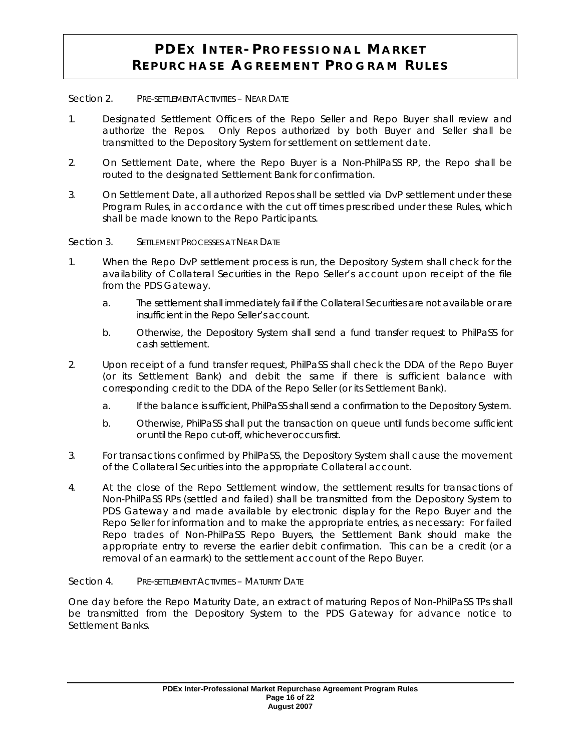Section 2. PRE-SETTLEMENT ACTIVITIES – NEAR DATE

1. Designated Settlement Officers of the Repo Seller and Repo Buyer shall review and authorize the Repos. Only Repos authorized by both Buyer and Seller shall be transmitted to the Depository System for settlement on settlement date.

2. On Settlement Date, where the Repo Buyer is a Non-PhilPaSS RP, the Repo shall be routed to the designated Settlement Bank for confirmation.

3. On Settlement Date, all authorized Repos shall be settled via DvP settlement under these Program Rules, in accordance with the cut off times prescribed under these Rules, which shall be made known to the Repo Participants.

Section 3. SETTLEMENT PROCESSES AT NEAR DATE

1. When the Repo DvP settlement process is run, the Depository System shall check for the availability of Collateral Securities in the Repo Seller's account upon receipt of the file from the PDS Gateway.

   a. The settlement shall immediately fail if the Collateral Securities are not available or are insufficient in the Repo Seller's account.

   b. Otherwise, the Depository System shall send a fund transfer request to PhilPaSS for cash settlement.

2. Upon receipt of a fund transfer request, PhilPaSS shall check the DDA of the Repo Buyer (or its Settlement Bank) and debit the same if there is sufficient balance with corresponding credit to the DDA of the Repo Seller (or its Settlement Bank).

   a. If the balance is sufficient, PhilPaSS shall send a confirmation to the Depository System.

   b. Otherwise, PhilPaSS shall put the transaction on queue until funds become sufficient or until the Repo cut-off, whichever occurs first.

3. For transactions confirmed by PhilPaSS, the Depository System shall cause the movement of the Collateral Securities into the appropriate Collateral account.

4. At the close of the Repo Settlement window, the settlement results for transactions of Non-PhilPaSS RPs (settled and failed) shall be transmitted from the Depository System to PDS Gateway and made available by electronic display for the Repo Buyer and the Repo Seller for information and to make the appropriate entries, as necessary: For failed Repo trades of Non-PhilPaSS Repo Buyers, the Settlement Bank should make the appropriate entry to reverse the earlier debit confirmation. This can be a credit (or a removal of an earmark) to the settlement account of the Repo Buyer.

Section 4. PRE-SETTLEMENT ACTIVITIES – MATURITY DATE

One day before the Repo Maturity Date, an extract of maturing Repos of Non-PhilPaSS TPs shall be transmitted from the Depository System to the PDS Gateway for advance notice to Settlement Banks.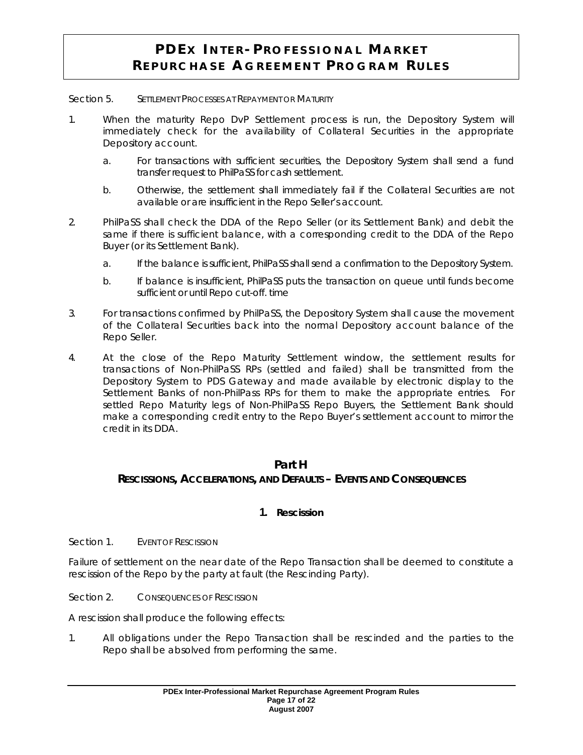Section 5. SETTLEMENT PROCESSES AT REPAYMENT OR MATURITY

1. When the maturity Repo DvP Settlement process is run, the Depository System will immediately check for the availability of Collateral Securities in the appropriate Depository account.

   a. For transactions with sufficient securities, the Depository System shall send a fund transfer request to PhilPaSS for cash settlement.

   b. Otherwise, the settlement shall immediately fail if the Collateral Securities are not available or are insufficient in the Repo Seller's account.

2. PhilPaSS shall check the DDA of the Repo Seller (or its Settlement Bank) and debit the same if there is sufficient balance, with a corresponding credit to the DDA of the Repo Buyer (or its Settlement Bank).

   a. If the balance is sufficient, PhilPaSS shall send a confirmation to the Depository System.

   b. If balance is insufficient, PhilPaSS puts the transaction on queue until funds become sufficient or until Repo cut-off. time

3. For transactions confirmed by PhilPaSS, the Depository System shall cause the movement of the Collateral Securities back into the normal Depository account balance of the Repo Seller.

4. At the close of the Repo Maturity Settlement window, the settlement results for transactions of Non-PhilPaSS RPs (settled and failed) shall be transmitted from the Depository System to PDS Gateway and made available by electronic display to the Settlement Banks of non-PhilPass RPs for them to make the appropriate entries. For settled Repo Maturity legs of Non-PhilPaSS Repo Buyers, the Settlement Bank should make a corresponding credit entry to the Repo Buyer's settlement account to mirror the credit in its DDA.

## Part H
## RESCISSIONS, ACCELERATIONS, AND DEFAULTS – EVENTS AND CONSEQUENCES

### 1. Rescission

Section 1. EVENT OF RESCISSION

Failure of settlement on the near date of the Repo Transaction shall be deemed to constitute a rescission of the Repo by the party at fault (the Rescinding Party).

Section 2. CONSEQUENCES OF RESCISSION

A rescission shall produce the following effects:

1. All obligations under the Repo Transaction shall be rescinded and the parties to the Repo shall be absolved from performing the same.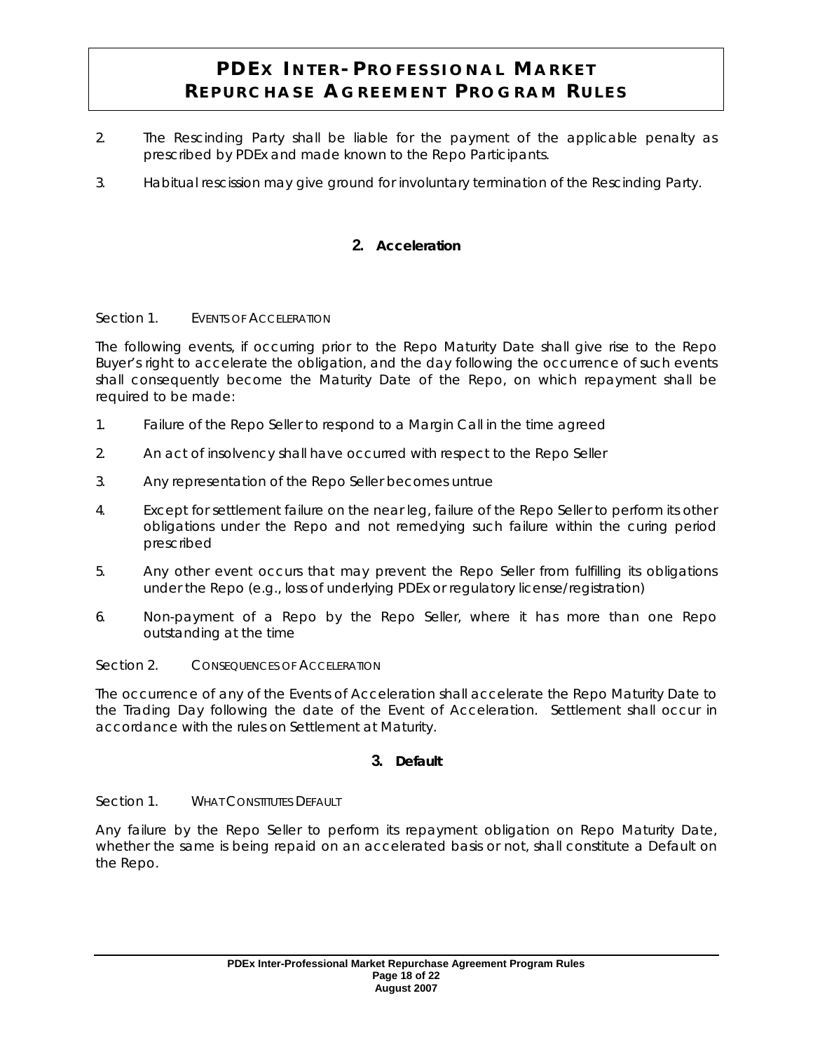2. The Rescinding Party shall be liable for the payment of the applicable penalty as prescribed by PDEx and made known to the Repo Participants.

3. Habitual rescission may give ground for involuntary termination of the Rescinding Party.

## 2. Acceleration

Section 1. EVENTS OF ACCELERATION

The following events, if occurring prior to the Repo Maturity Date shall give rise to the Repo Buyer's right to accelerate the obligation, and the day following the occurrence of such events shall consequently become the Maturity Date of the Repo, on which repayment shall be required to be made:

1. Failure of the Repo Seller to respond to a Margin Call in the time agreed
2. An act of insolvency shall have occurred with respect to the Repo Seller
3. Any representation of the Repo Seller becomes untrue
4. Except for settlement failure on the near leg, failure of the Repo Seller to perform its other obligations under the Repo and not remedying such failure within the curing period prescribed
5. Any other event occurs that may prevent the Repo Seller from fulfilling its obligations under the Repo (e.g., loss of underlying PDEx or regulatory license/registration)
6. Non-payment of a Repo by the Repo Seller, where it has more than one Repo outstanding at the time

Section 2. CONSEQUENCES OF ACCELERATION

The occurrence of any of the Events of Acceleration shall accelerate the Repo Maturity Date to the Trading Day following the date of the Event of Acceleration. Settlement shall occur in accordance with the rules on Settlement at Maturity.

## 3. Default

Section 1. WHAT CONSTITUTES DEFAULT

Any failure by the Repo Seller to perform its repayment obligation on Repo Maturity Date, whether the same is being repaid on an accelerated basis or not, shall constitute a Default on the Repo.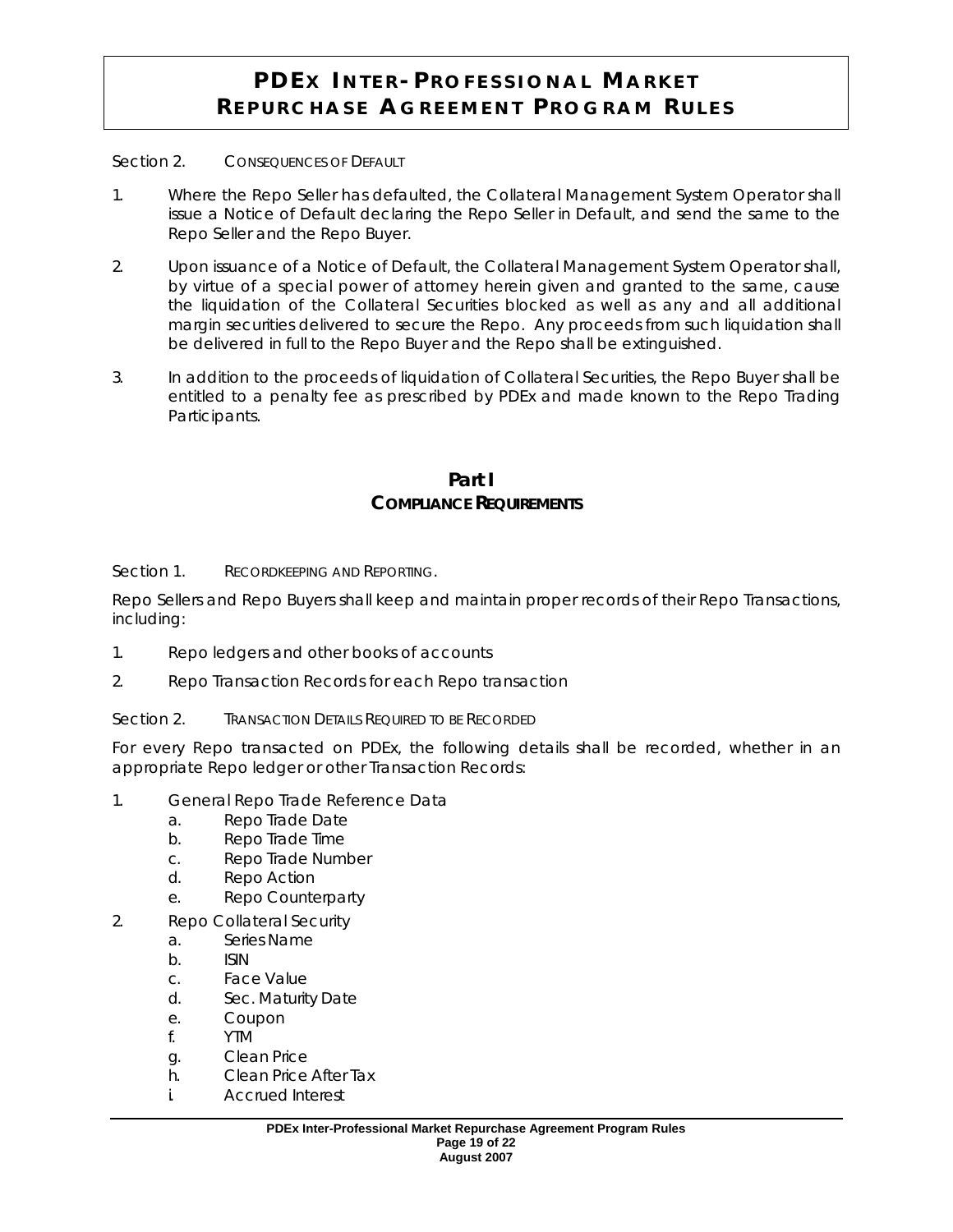Section 2. CONSEQUENCES OF DEFAULT

1. Where the Repo Seller has defaulted, the Collateral Management System Operator shall issue a Notice of Default declaring the Repo Seller in Default, and send the same to the Repo Seller and the Repo Buyer.

2. Upon issuance of a Notice of Default, the Collateral Management System Operator shall, by virtue of a special power of attorney herein given and granted to the same, cause the liquidation of the Collateral Securities blocked as well as any and all additional margin securities delivered to secure the Repo. Any proceeds from such liquidation shall be delivered in full to the Repo Buyer and the Repo shall be extinguished.

3. In addition to the proceeds of liquidation of Collateral Securities, the Repo Buyer shall be entitled to a penalty fee as prescribed by PDEx and made known to the Repo Trading Participants.

## Part I
## COMPLIANCE REQUIREMENTS

Section 1. RECORDKEEPING AND REPORTING.

Repo Sellers and Repo Buyers shall keep and maintain proper records of their Repo Transactions, including:

1. Repo ledgers and other books of accounts
2. Repo Transaction Records for each Repo transaction

Section 2. TRANSACTION DETAILS REQUIRED TO BE RECORDED

For every Repo transacted on PDEx, the following details shall be recorded, whether in an appropriate Repo ledger or other Transaction Records:

1. General Repo Trade Reference Data
   a. Repo Trade Date
   b. Repo Trade Time
   c. Repo Trade Number
   d. Repo Action
   e. Repo Counterparty
2. Repo Collateral Security
   a. Series Name
   b. ISIN
   c. Face Value
   d. Sec. Maturity Date
   e. Coupon
   f. YTM
   g. Clean Price
   h. Clean Price After Tax
   i. Accrued Interest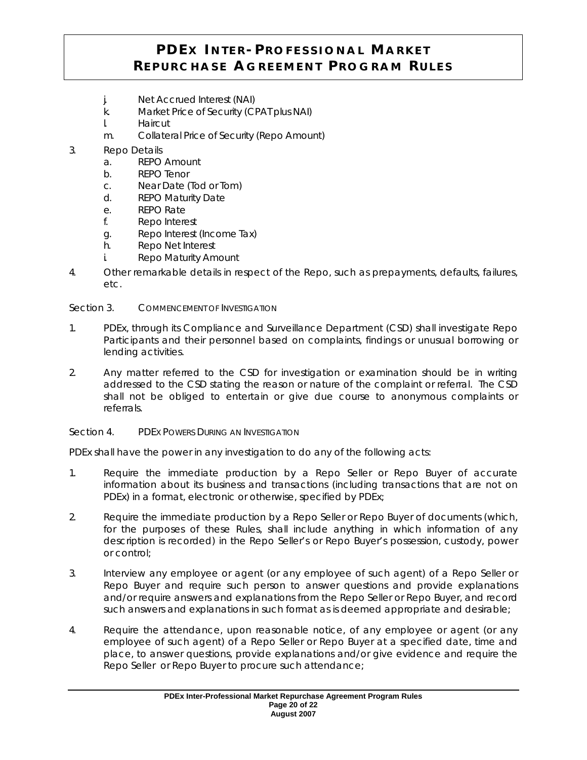j. Net Accrued Interest (NAI)
   k. Market Price of Security (CPAT plus NAI)
   l. Haircut
   m. Collateral Price of Security (Repo Amount)

3. Repo Details
   a. REPO Amount
   b. REPO Tenor
   c. Near Date (Tod or Tom)
   d. REPO Maturity Date
   e. REPO Rate
   f. Repo Interest
   g. Repo Interest (Income Tax)
   h. Repo Net Interest
   i. Repo Maturity Amount

4. Other remarkable details in respect of the Repo, such as prepayments, defaults, failures, etc.

Section 3. COMMENCEMENT OF INVESTIGATION

1. PDEx, through its Compliance and Surveillance Department (CSD) shall investigate Repo Participants and their personnel based on complaints, findings or unusual borrowing or lending activities.

2. Any matter referred to the CSD for investigation or examination should be in writing addressed to the CSD stating the reason or nature of the complaint or referral. The CSD shall not be obliged to entertain or give due course to anonymous complaints or referrals.

Section 4. PDEX POWERS DURING AN INVESTIGATION

PDEx shall have the power in any investigation to do any of the following acts:

1. Require the immediate production by a Repo Seller or Repo Buyer of accurate information about its business and transactions (including transactions that are not on PDEx) in a format, electronic or otherwise, specified by PDEx;

2. Require the immediate production by a Repo Seller or Repo Buyer of documents (which, for the purposes of these Rules, shall include anything in which information of any description is recorded) in the Repo Seller's or Repo Buyer's possession, custody, power or control;

3. Interview any employee or agent (or any employee of such agent) of a Repo Seller or Repo Buyer and require such person to answer questions and provide explanations and/or require answers and explanations from the Repo Seller or Repo Buyer, and record such answers and explanations in such format as is deemed appropriate and desirable;

4. Require the attendance, upon reasonable notice, of any employee or agent (or any employee of such agent) of a Repo Seller or Repo Buyer at a specified date, time and place, to answer questions, provide explanations and/or give evidence and require the Repo Seller or Repo Buyer to procure such attendance;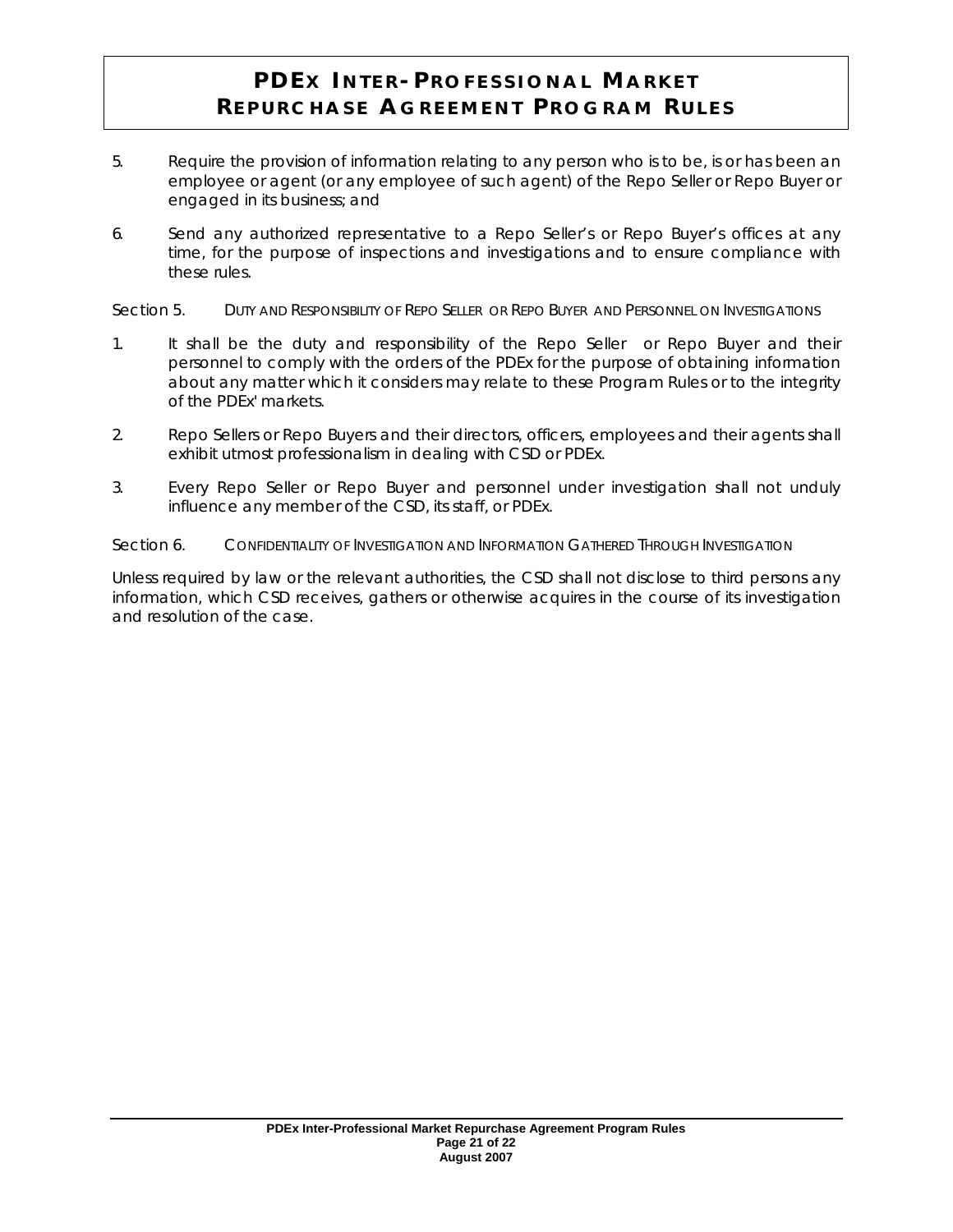5. Require the provision of information relating to any person who is to be, is or has been an employee or agent (or any employee of such agent) of the Repo Seller or Repo Buyer or engaged in its business; and

6. Send any authorized representative to a Repo Seller's or Repo Buyer's offices at any time, for the purpose of inspections and investigations and to ensure compliance with these rules.

Section 5. DUTY AND RESPONSIBILITY OF REPO SELLER OR REPO BUYER AND PERSONNEL ON INVESTIGATIONS

1. It shall be the duty and responsibility of the Repo Seller or Repo Buyer and their personnel to comply with the orders of the PDEx for the purpose of obtaining information about any matter which it considers may relate to these Program Rules or to the integrity of the PDEx' markets.

2. Repo Sellers or Repo Buyers and their directors, officers, employees and their agents shall exhibit utmost professionalism in dealing with CSD or PDEx.

3. Every Repo Seller or Repo Buyer and personnel under investigation shall not unduly influence any member of the CSD, its staff, or PDEx.

Section 6. CONFIDENTIALITY OF INVESTIGATION AND INFORMATION GATHERED THROUGH INVESTIGATION

Unless required by law or the relevant authorities, the CSD shall not disclose to third persons any information, which CSD receives, gathers or otherwise acquires in the course of its investigation and resolution of the case.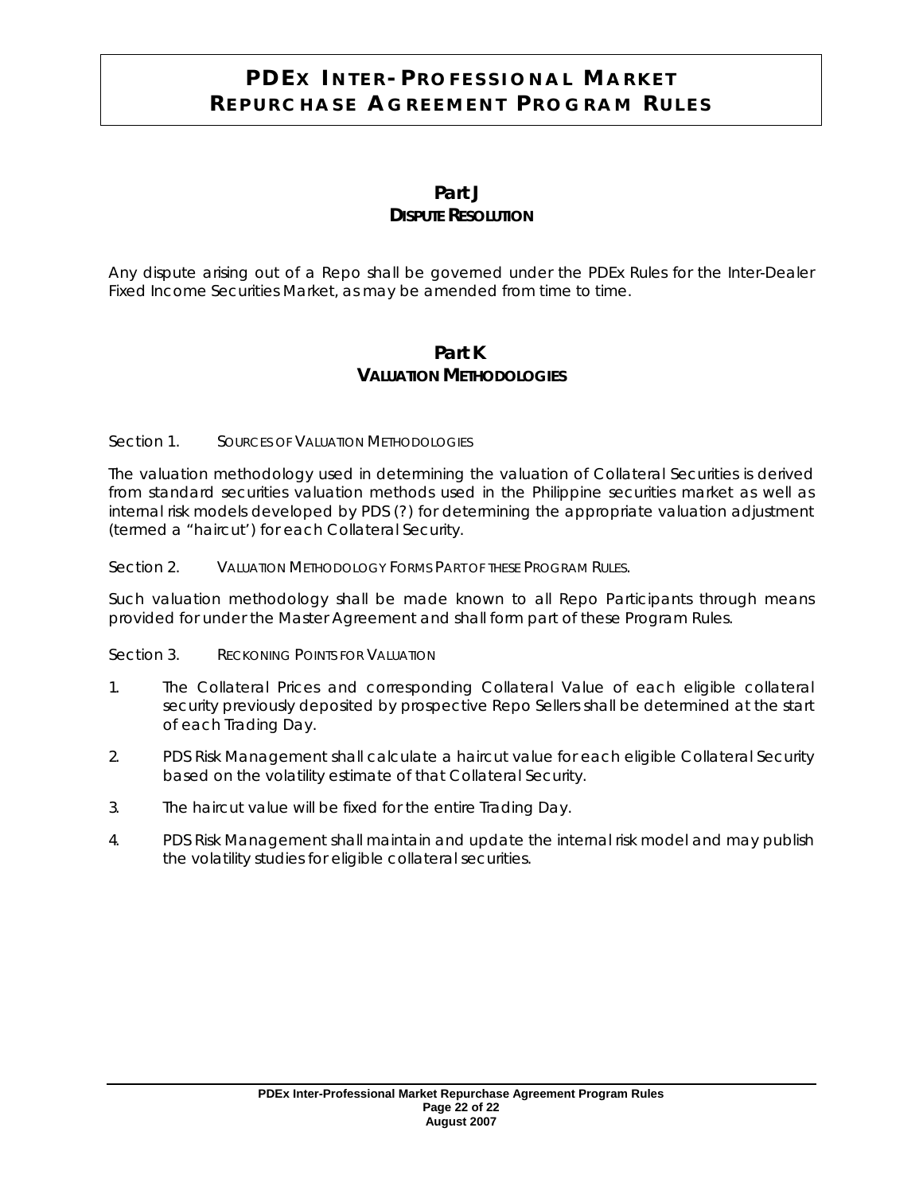## Part J
### DISPUTE RESOLUTION

Any dispute arising out of a Repo shall be governed under the PDEx Rules for the Inter-Dealer Fixed Income Securities Market, as may be amended from time to time.

## Part K
### VALUATION METHODOLOGIES

Section 1. SOURCES OF VALUATION METHODOLOGIES

The valuation methodology used in determining the valuation of Collateral Securities is derived from standard securities valuation methods used in the Philippine securities market as well as internal risk models developed by PDS (?) for determining the appropriate valuation adjustment (termed a "haircut') for each Collateral Security.

Section 2. VALUATION METHODOLOGY FORMS PART OF THESE PROGRAM RULES.

Such valuation methodology shall be made known to all Repo Participants through means provided for under the Master Agreement and shall form part of these Program Rules.

Section 3. RECKONING POINTS FOR VALUATION

1. The Collateral Prices and corresponding Collateral Value of each eligible collateral security previously deposited by prospective Repo Sellers shall be determined at the start of each Trading Day.
2. PDS Risk Management shall calculate a haircut value for each eligible Collateral Security based on the volatility estimate of that Collateral Security.
3. The haircut value will be fixed for the entire Trading Day.
4. PDS Risk Management shall maintain and update the internal risk model and may publish the volatility studies for eligible collateral securities.